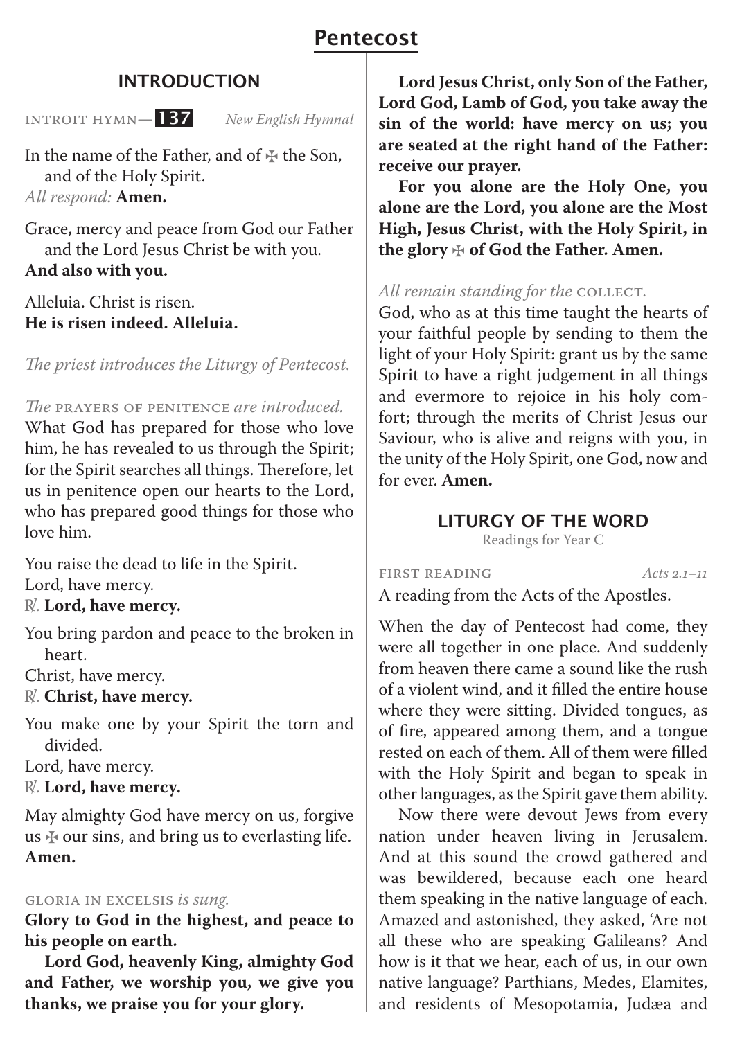# Pentecost

## INTRODUCTION

INTROIT HYMN— **137** *New English Hymnal*

In the name of the Father, and of ✠ the Son, and of the Holy Spirit.
*All respond:* **Amen.**

Grace, mercy and peace from God our Father and the Lord Jesus Christ be with you.
**And also with you.**

Alleluia. Christ is risen.
**He is risen indeed. Alleluia.**

*The priest introduces the Liturgy of Pentecost.*

*The* PRAYERS OF PENITENCE *are introduced.*
What God has prepared for those who love him, he has revealed to us through the Spirit; for the Spirit searches all things. Therefore, let us in penitence open our hearts to the Lord, who has prepared good things for those who love him.

You raise the dead to life in the Spirit.
Lord, have mercy.
℟. **Lord, have mercy.**

You bring pardon and peace to the broken in heart.
Christ, have mercy.
℟. **Christ, have mercy.**

You make one by your Spirit the torn and divided.
Lord, have mercy.
℟. **Lord, have mercy.**

May almighty God have mercy on us, forgive us ✠ our sins, and bring us to everlasting life.
**Amen.**

GLORIA IN EXCELSIS *is sung.*
**Glory to God in the highest, and peace to his people on earth.**

**Lord God, heavenly King, almighty God and Father, we worship you, we give you thanks, we praise you for your glory.**

**Lord Jesus Christ, only Son of the Father, Lord God, Lamb of God, you take away the sin of the world: have mercy on us; you are seated at the right hand of the Father: receive our prayer.**

**For you alone are the Holy One, you alone are the Lord, you alone are the Most High, Jesus Christ, with the Holy Spirit, in the glory ✠ of God the Father. Amen.**

*All remain standing for the* COLLECT.
God, who as at this time taught the hearts of your faithful people by sending to them the light of your Holy Spirit: grant us by the same Spirit to have a right judgement in all things and evermore to rejoice in his holy comfort; through the merits of Christ Jesus our Saviour, who is alive and reigns with you, in the unity of the Holy Spirit, one God, now and for ever. **Amen.**

## LITURGY OF THE WORD

Readings for Year C

FIRST READING *Acts 2.1–11*

A reading from the Acts of the Apostles.

When the day of Pentecost had come, they were all together in one place. And suddenly from heaven there came a sound like the rush of a violent wind, and it filled the entire house where they were sitting. Divided tongues, as of fire, appeared among them, and a tongue rested on each of them. All of them were filled with the Holy Spirit and began to speak in other languages, as the Spirit gave them ability.

Now there were devout Jews from every nation under heaven living in Jerusalem. And at this sound the crowd gathered and was bewildered, because each one heard them speaking in the native language of each. Amazed and astonished, they asked, 'Are not all these who are speaking Galileans? And how is it that we hear, each of us, in our own native language? Parthians, Medes, Elamites, and residents of Mesopotamia, Judæa and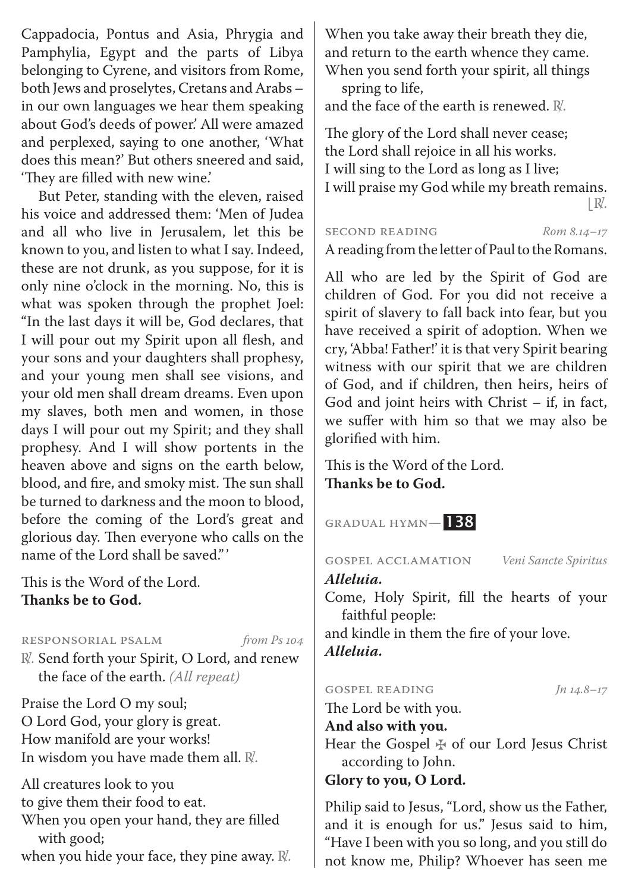Cappadocia, Pontus and Asia, Phrygia and Pamphylia, Egypt and the parts of Libya belonging to Cyrene, and visitors from Rome, both Jews and proselytes, Cretans and Arabs – in our own languages we hear them speaking about God's deeds of power.' All were amazed and perplexed, saying to one another, 'What does this mean?' But others sneered and said, 'They are filled with new wine.'

But Peter, standing with the eleven, raised his voice and addressed them: 'Men of Judea and all who live in Jerusalem, let this be known to you, and listen to what I say. Indeed, these are not drunk, as you suppose, for it is only nine o'clock in the morning. No, this is what was spoken through the prophet Joel: "In the last days it will be, God declares, that I will pour out my Spirit upon all flesh, and your sons and your daughters shall prophesy, and your young men shall see visions, and your old men shall dream dreams. Even upon my slaves, both men and women, in those days I will pour out my Spirit; and they shall prophesy. And I will show portents in the heaven above and signs on the earth below, blood, and fire, and smoky mist. The sun shall be turned to darkness and the moon to blood, before the coming of the Lord's great and glorious day. Then everyone who calls on the name of the Lord shall be saved." '

This is the Word of the Lord.
**Thanks be to God.**

RESPONSORIAL PSALM *from Ps 104*

℟. Send forth your Spirit, O Lord, and renew the face of the earth. *(All repeat)*

Praise the Lord O my soul;
O Lord God, your glory is great.
How manifold are your works!
In wisdom you have made them all. ℟.

All creatures look to you
to give them their food to eat.
When you open your hand, they are filled with good;
when you hide your face, they pine away. ℟.

When you take away their breath they die,
and return to the earth whence they came.
When you send forth your spirit, all things spring to life,
and the face of the earth is renewed. ℟.

The glory of the Lord shall never cease;
the Lord shall rejoice in all his works.
I will sing to the Lord as long as I live;
I will praise my God while my breath remains. ℟.

SECOND READING *Rom 8.14–17*

A reading from the letter of Paul to the Romans.

All who are led by the Spirit of God are children of God. For you did not receive a spirit of slavery to fall back into fear, but you have received a spirit of adoption. When we cry, 'Abba! Father!' it is that very Spirit bearing witness with our spirit that we are children of God, and if children, then heirs, heirs of God and joint heirs with Christ – if, in fact, we suffer with him so that we may also be glorified with him.

This is the Word of the Lord.
**Thanks be to God.**

GRADUAL HYMN— **138**

GOSPEL ACCLAMATION *Veni Sancte Spiritus*

***Alleluia.***
Come, Holy Spirit, fill the hearts of your faithful people:
and kindle in them the fire of your love.
***Alleluia.***

GOSPEL READING *Jn 14.8–17*

The Lord be with you.
**And also with you.**
Hear the Gospel ✠ of our Lord Jesus Christ according to John.
**Glory to you, O Lord.**

Philip said to Jesus, "Lord, show us the Father, and it is enough for us." Jesus said to him, "Have I been with you so long, and you still do not know me, Philip? Whoever has seen me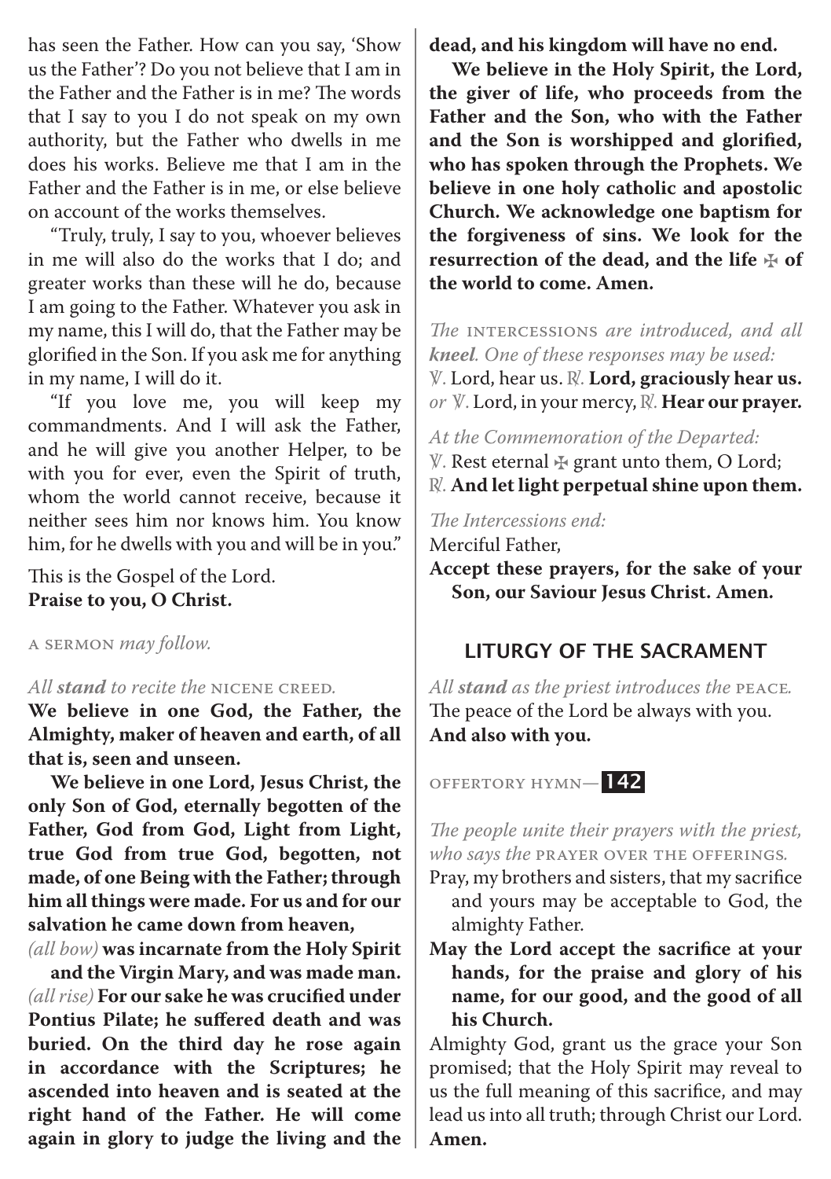has seen the Father. How can you say, 'Show us the Father'? Do you not believe that I am in the Father and the Father is in me? The words that I say to you I do not speak on my own authority, but the Father who dwells in me does his works. Believe me that I am in the Father and the Father is in me, or else believe on account of the works themselves.

"Truly, truly, I say to you, whoever believes in me will also do the works that I do; and greater works than these will he do, because I am going to the Father. Whatever you ask in my name, this I will do, that the Father may be glorified in the Son. If you ask me for anything in my name, I will do it.

"If you love me, you will keep my commandments. And I will ask the Father, and he will give you another Helper, to be with you for ever, even the Spirit of truth, whom the world cannot receive, because it neither sees him nor knows him. You know him, for he dwells with you and will be in you."

This is the Gospel of the Lord.
**Praise to you, O Christ.**

A SERMON *may follow.*

*All **stand** to recite the* NICENE CREED.

**We believe in one God, the Father, the Almighty, maker of heaven and earth, of all that is, seen and unseen.**

**We believe in one Lord, Jesus Christ, the only Son of God, eternally begotten of the Father, God from God, Light from Light, true God from true God, begotten, not made, of one Being with the Father; through him all things were made. For us and for our salvation he came down from heaven,**
*(all bow)* **was incarnate from the Holy Spirit and the Virgin Mary, and was made man.**
*(all rise)* **For our sake he was crucified under Pontius Pilate; he suffered death and was buried. On the third day he rose again in accordance with the Scriptures; he ascended into heaven and is seated at the right hand of the Father. He will come again in glory to judge the living and the dead, and his kingdom will have no end.**

**We believe in the Holy Spirit, the Lord, the giver of life, who proceeds from the Father and the Son, who with the Father and the Son is worshipped and glorified, who has spoken through the Prophets. We believe in one holy catholic and apostolic Church. We acknowledge one baptism for the forgiveness of sins. We look for the resurrection of the dead, and the life ✠ of the world to come. Amen.**

*The* INTERCESSIONS *are introduced, and all **kneel**. One of these responses may be used:*
℣. Lord, hear us. ℟. **Lord, graciously hear us.**
*or* ℣. Lord, in your mercy, ℟. **Hear our prayer.**

*At the Commemoration of the Departed:*
℣. Rest eternal ✠ grant unto them, O Lord;
℟. **And let light perpetual shine upon them.**

*The Intercessions end:*
Merciful Father,
**Accept these prayers, for the sake of your Son, our Saviour Jesus Christ. Amen.**

## LITURGY OF THE SACRAMENT

*All **stand** as the priest introduces the* PEACE.
The peace of the Lord be always with you.
**And also with you.**

OFFERTORY HYMN— **142**

*The people unite their prayers with the priest, who says the* PRAYER OVER THE OFFERINGS.

Pray, my brothers and sisters, that my sacrifice and yours may be acceptable to God, the almighty Father.

**May the Lord accept the sacrifice at your hands, for the praise and glory of his name, for our good, and the good of all his Church.**

Almighty God, grant us the grace your Son promised; that the Holy Spirit may reveal to us the full meaning of this sacrifice, and may lead us into all truth; through Christ our Lord.
**Amen.**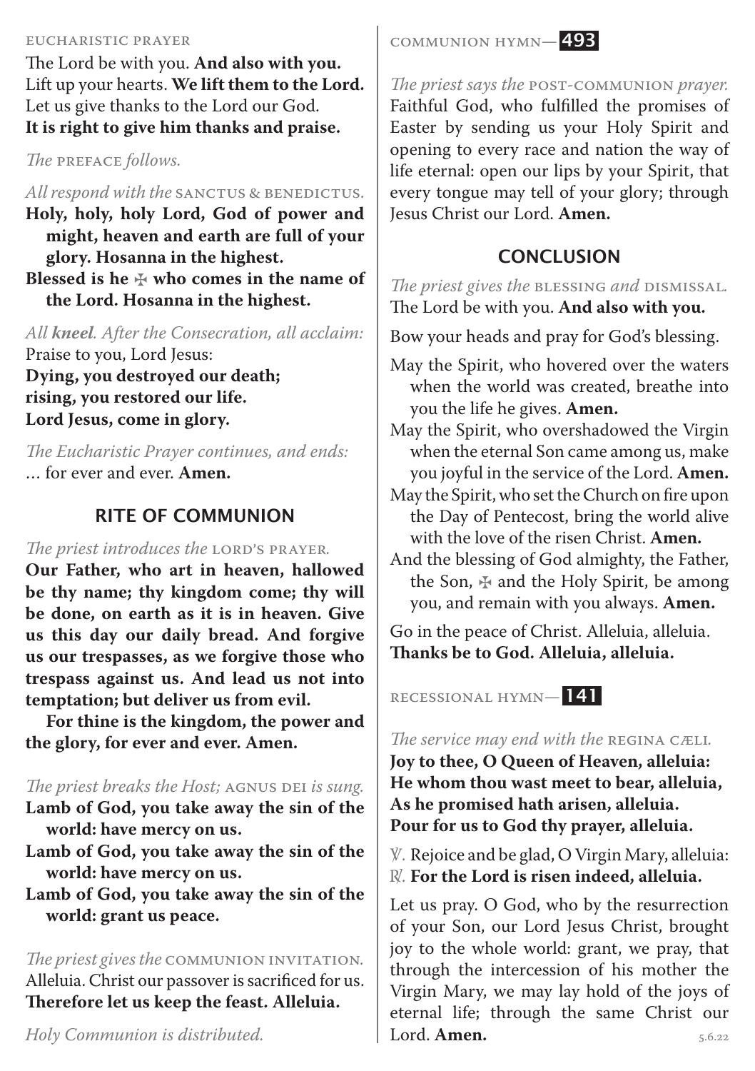EUCHARISTIC PRAYER

The Lord be with you. **And also with you.**
Lift up your hearts. **We lift them to the Lord.**
Let us give thanks to the Lord our God.
**It is right to give him thanks and praise.**

*The* PREFACE *follows.*

*All respond with the* SANCTUS & BENEDICTUS.

**Holy, holy, holy Lord, God of power and might, heaven and earth are full of your glory. Hosanna in the highest.**

**Blessed is he ✠ who comes in the name of the Lord. Hosanna in the highest.**

*All* ***kneel****. After the Consecration, all acclaim:*
Praise to you, Lord Jesus:
**Dying, you destroyed our death;**
**rising, you restored our life.**
**Lord Jesus, come in glory.**

*The Eucharistic Prayer continues, and ends:*
… for ever and ever. **Amen.**

## RITE OF COMMUNION

*The priest introduces the* LORD'S PRAYER.

**Our Father, who art in heaven, hallowed be thy name; thy kingdom come; thy will be done, on earth as it is in heaven. Give us this day our daily bread. And forgive us our trespasses, as we forgive those who trespass against us. And lead us not into temptation; but deliver us from evil.**

**For thine is the kingdom, the power and the glory, for ever and ever. Amen.**

*The priest breaks the Host;* AGNUS DEI *is sung.*

**Lamb of God, you take away the sin of the world: have mercy on us.**

**Lamb of God, you take away the sin of the world: have mercy on us.**

**Lamb of God, you take away the sin of the world: grant us peace.**

*The priest gives the* COMMUNION INVITATION.
Alleluia. Christ our passover is sacrificed for us.
**Therefore let us keep the feast. Alleluia.**

*Holy Communion is distributed.*

COMMUNION HYMN— **493**

*The priest says the* POST-COMMUNION *prayer.*
Faithful God, who fulfilled the promises of Easter by sending us your Holy Spirit and opening to every race and nation the way of life eternal: open our lips by your Spirit, that every tongue may tell of your glory; through Jesus Christ our Lord. **Amen.**

## CONCLUSION

*The priest gives the* BLESSING *and* DISMISSAL.
The Lord be with you. **And also with you.**

Bow your heads and pray for God's blessing.

May the Spirit, who hovered over the waters when the world was created, breathe into you the life he gives. **Amen.**

May the Spirit, who overshadowed the Virgin when the eternal Son came among us, make you joyful in the service of the Lord. **Amen.**

May the Spirit, who set the Church on fire upon the Day of Pentecost, bring the world alive with the love of the risen Christ. **Amen.**

And the blessing of God almighty, the Father, the Son, ✠ and the Holy Spirit, be among you, and remain with you always. **Amen.**

Go in the peace of Christ. Alleluia, alleluia.
**Thanks be to God. Alleluia, alleluia.**

RECESSIONAL HYMN— **141**

*The service may end with the* REGINA CÆLI.

**Joy to thee, O Queen of Heaven, alleluia:**
**He whom thou wast meet to bear, alleluia,**
**As he promised hath arisen, alleluia.**
**Pour for us to God thy prayer, alleluia.**

℣. Rejoice and be glad, O Virgin Mary, alleluia:
℟. **For the Lord is risen indeed, alleluia.**

Let us pray. O God, who by the resurrection of your Son, our Lord Jesus Christ, brought joy to the whole world: grant, we pray, that through the intercession of his mother the Virgin Mary, we may lay hold of the joys of eternal life; through the same Christ our Lord. **Amen.**

5.6.22